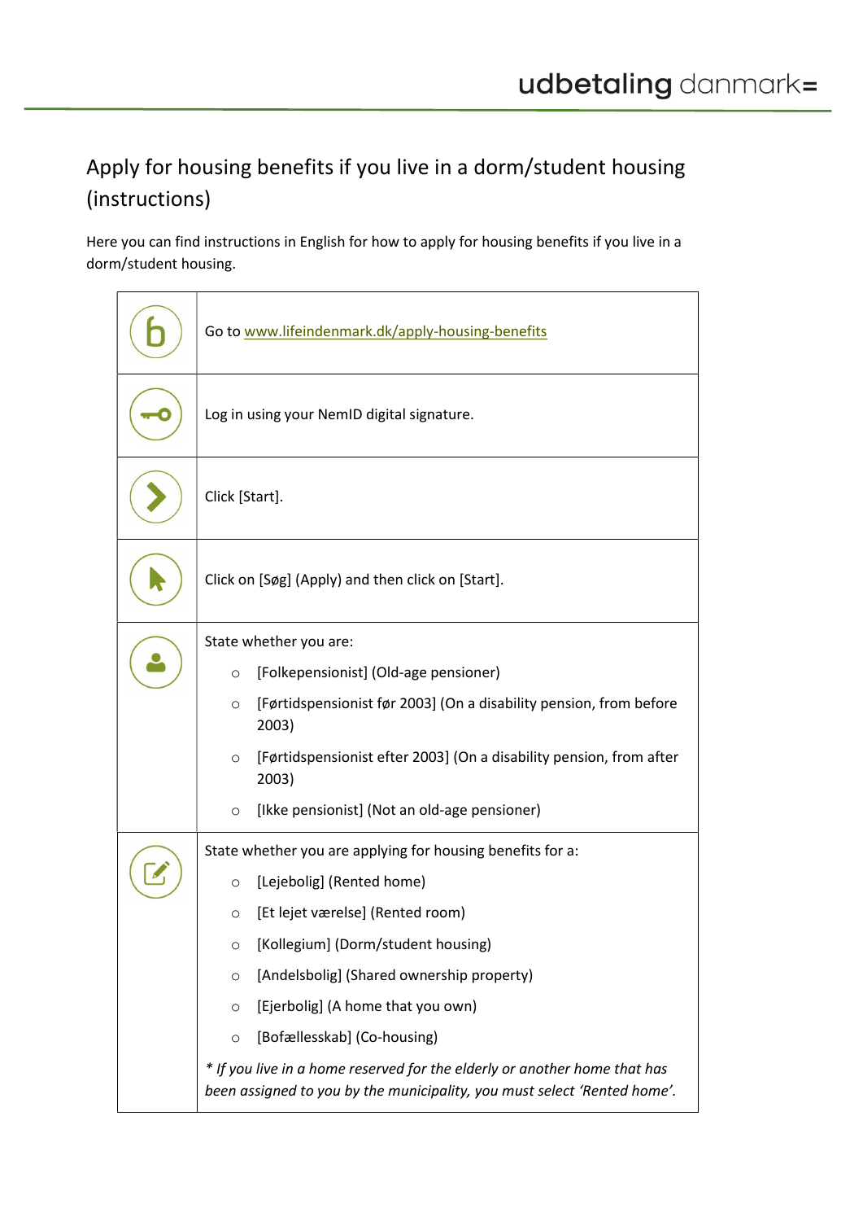# Apply for housing benefits if you live in a dorm/student housing (instructions)

Here you can find instructions in English for how to apply for housing benefits if you live in a dorm/student housing.

| | |
|---|---|
| | Go to www.lifeindenmark.dk/apply-housing-benefits |
| | Log in using your NemID digital signature. |
| | Click [Start]. |
| | Click on [Søg] (Apply) and then click on [Start]. |
| | State whether you are: <br> ○ [Folkepensionist] (Old-age pensioner) <br> ○ [Førtidspensionist før 2003] (On a disability pension, from before 2003) <br> ○ [Førtidspensionist efter 2003] (On a disability pension, from after 2003) <br> ○ [Ikke pensionist] (Not an old-age pensioner) |
| | State whether you are applying for housing benefits for a: <br> ○ [Lejebolig] (Rented home) <br> ○ [Et lejet værelse] (Rented room) <br> ○ [Kollegium] (Dorm/student housing) <br> ○ [Andelsbolig] (Shared ownership property) <br> ○ [Ejerbolig] (A home that you own) <br> ○ [Bofællesskab] (Co-housing) <br> *\* If you live in a home reserved for the elderly or another home that has been assigned to you by the municipality, you must select 'Rented home'.* |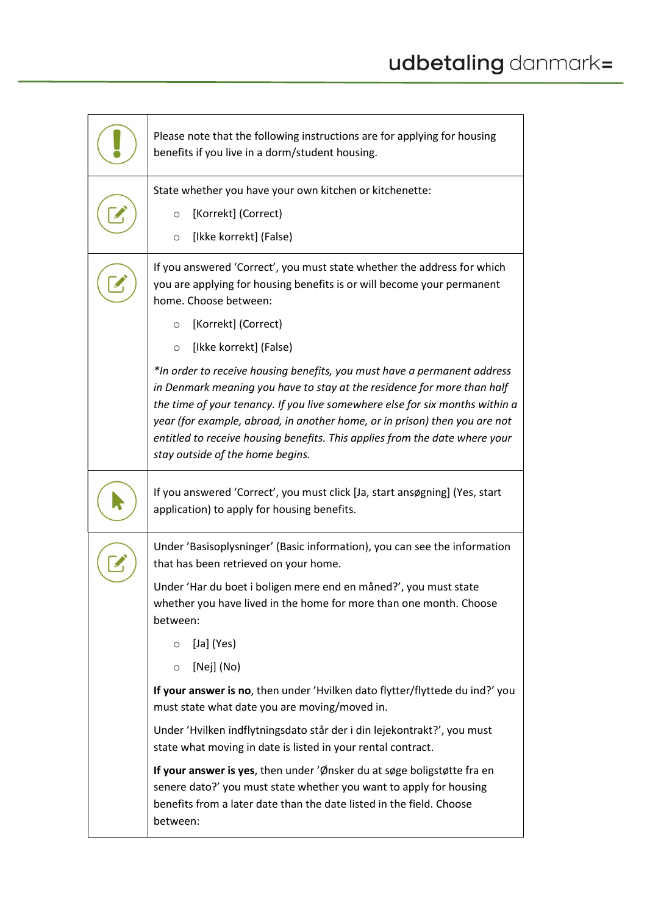| | |
|---|---|
| ! | Please note that the following instructions are for applying for housing benefits if you live in a dorm/student housing. |
| ✎ | State whether you have your own kitchen or kitchenette:<br>○ [Korrekt] (Correct)<br>○ [Ikke korrekt] (False) |
| ✎ | If you answered 'Correct', you must state whether the address for which you are applying for housing benefits is or will become your permanent home. Choose between:<br>○ [Korrekt] (Correct)<br>○ [Ikke korrekt] (False)<br>*\*In order to receive housing benefits, you must have a permanent address in Denmark meaning you have to stay at the residence for more than half the time of your tenancy. If you live somewhere else for six months within a year (for example, abroad, in another home, or in prison) then you are not entitled to receive housing benefits. This applies from the date where your stay outside of the home begins.* |
| ➤ | If you answered 'Correct', you must click [Ja, start ansøgning] (Yes, start application) to apply for housing benefits. |
| ✎ | Under 'Basisoplysninger' (Basic information), you can see the information that has been retrieved on your home.<br>Under 'Har du boet i boligen mere end en måned?', you must state whether you have lived in the home for more than one month. Choose between:<br>○ [Ja] (Yes)<br>○ [Nej] (No)<br>**If your answer is no**, then under 'Hvilken dato flytter/flyttede du ind?' you must state what date you are moving/moved in.<br>Under 'Hvilken indflytningsdato står der i din lejekontrakt?', you must state what moving in date is listed in your rental contract.<br>**If your answer is yes**, then under 'Ønsker du at søge boligstøtte fra en senere dato?' you must state whether you want to apply for housing benefits from a later date than the date listed in the field. Choose between: |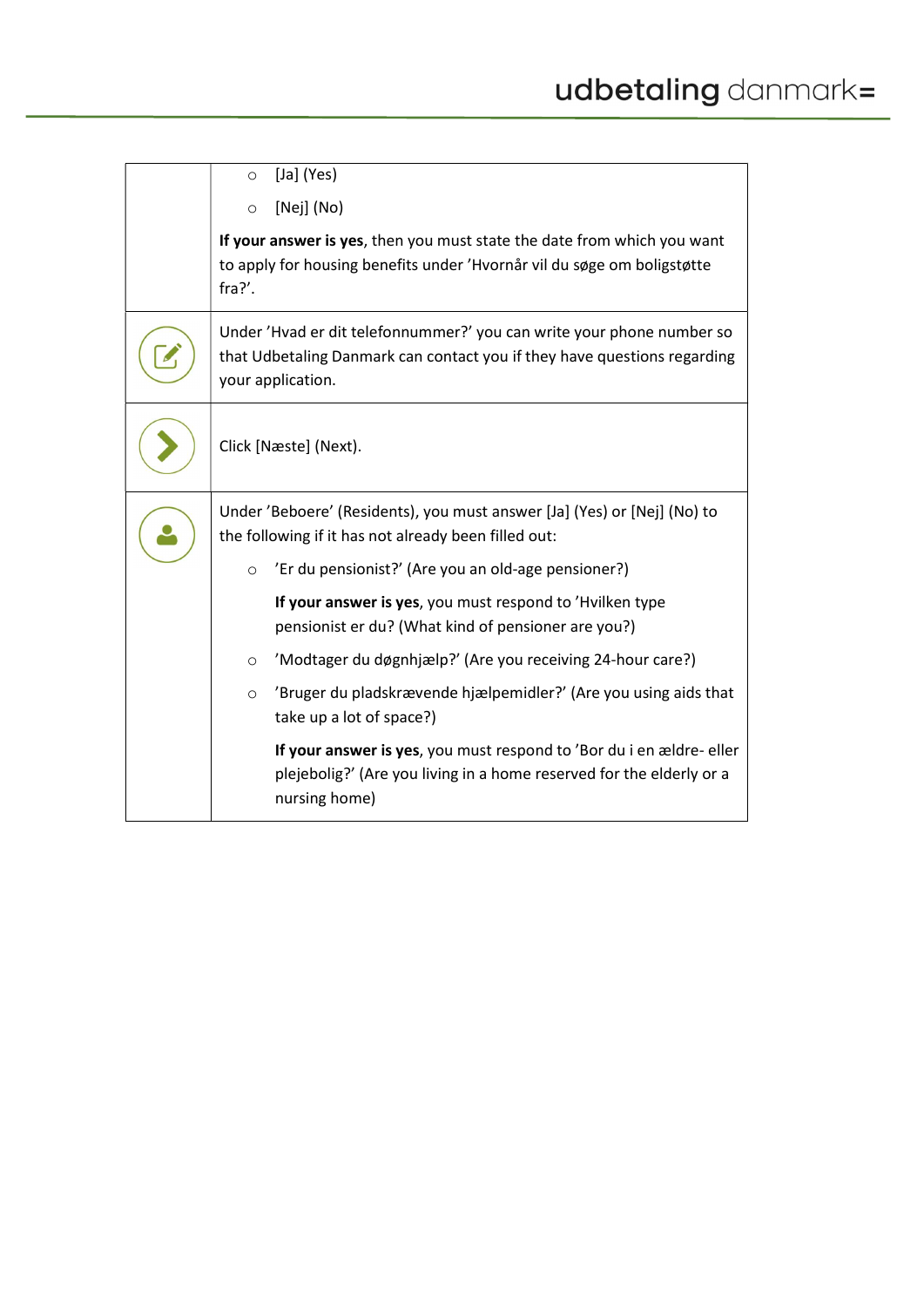| | |
|---|---|
| | ○ [Ja] (Yes)<br>○ [Nej] (No)<br>**If your answer is yes**, then you must state the date from which you want to apply for housing benefits under 'Hvornår vil du søge om boligstøtte fra?'. |
| | Under 'Hvad er dit telefonnummer?' you can write your phone number so that Udbetaling Danmark can contact you if they have questions regarding your application. |
| | Click [Næste] (Next). |
| | Under 'Beboere' (Residents), you must answer [Ja] (Yes) or [Nej] (No) to the following if it has not already been filled out:<br>○ 'Er du pensionist?' (Are you an old-age pensioner?)<br>**If your answer is yes**, you must respond to 'Hvilken type pensionist er du? (What kind of pensioner are you?)<br>○ 'Modtager du døgnhjælp?' (Are you receiving 24-hour care?)<br>○ 'Bruger du pladskrævende hjælpemidler?' (Are you using aids that take up a lot of space?)<br>**If your answer is yes**, you must respond to 'Bor du i en ældre- eller plejebolig?' (Are you living in a home reserved for the elderly or a nursing home) |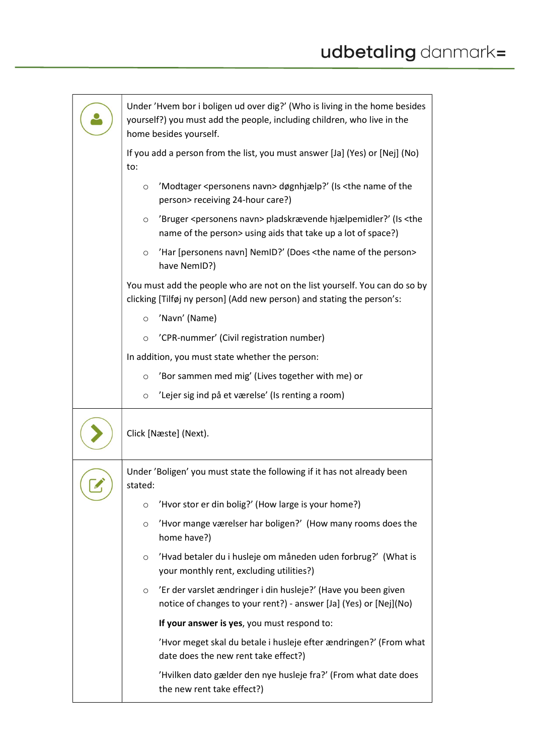| | |
|---|---|
| | Under 'Hvem bor i boligen ud over dig?' (Who is living in the home besides yourself?) you must add the people, including children, who live in the home besides yourself.<br><br>If you add a person from the list, you must answer [Ja] (Yes) or [Nej] (No) to:<br><br>○ 'Modtager <personens navn> døgnhjælp?' (Is <the name of the person> receiving 24-hour care?)<br>○ 'Bruger <personens navn> pladskrævende hjælpemidler?' (Is <the name of the person> using aids that take up a lot of space?)<br>○ 'Har [personens navn] NemID?' (Does <the name of the person> have NemID?)<br><br>You must add the people who are not on the list yourself. You can do so by clicking [Tilføj ny person] (Add new person) and stating the person's:<br><br>○ 'Navn' (Name)<br>○ 'CPR-nummer' (Civil registration number)<br><br>In addition, you must state whether the person:<br><br>○ 'Bor sammen med mig' (Lives together with me) or<br>○ 'Lejer sig ind på et værelse' (Is renting a room) |
| | Click [Næste] (Next). |
| | Under 'Boligen' you must state the following if it has not already been stated:<br><br>○ 'Hvor stor er din bolig?' (How large is your home?)<br>○ 'Hvor mange værelser har boligen?' (How many rooms does the home have?)<br>○ 'Hvad betaler du i husleje om måneden uden forbrug?' (What is your monthly rent, excluding utilities?)<br>○ 'Er der varslet ændringer i din husleje?' (Have you been given notice of changes to your rent?) - answer [Ja] (Yes) or [Nej](No)<br><br>**If your answer is yes**, you must respond to:<br><br>'Hvor meget skal du betale i husleje efter ændringen?' (From what date does the new rent take effect?)<br><br>'Hvilken dato gælder den nye husleje fra?' (From what date does the new rent take effect?) |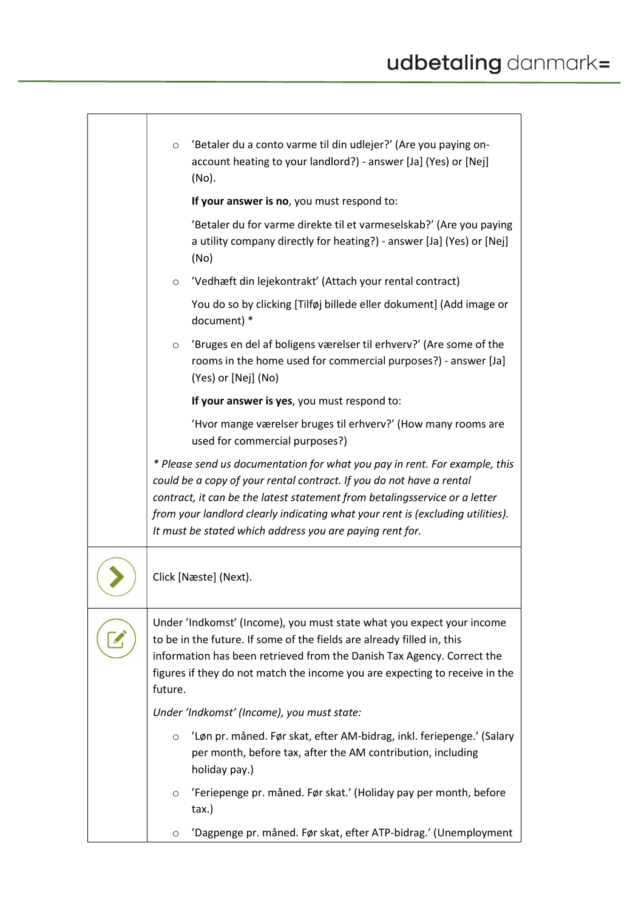- 'Betaler du a conto varme til din udlejer?' (Are you paying on-account heating to your landlord?) - answer [Ja] (Yes) or [Nej] (No).

  **If your answer is no**, you must respond to:

  'Betaler du for varme direkte til et varmeselskab?' (Are you paying a utility company directly for heating?) - answer [Ja] (Yes) or [Nej] (No)

- 'Vedhæft din lejekontrakt' (Attach your rental contract)

  You do so by clicking [Tilføj billede eller dokument] (Add image or document) *

- 'Bruges en del af boligens værelser til erhverv?' (Are some of the rooms in the home used for commercial purposes?) - answer [Ja] (Yes) or [Nej] (No)

  **If your answer is yes**, you must respond to:

  'Hvor mange værelser bruges til erhverv?' (How many rooms are used for commercial purposes?)

*\* Please send us documentation for what you pay in rent. For example, this could be a copy of your rental contract. If you do not have a rental contract, it can be the latest statement from betalingsservice or a letter from your landlord clearly indicating what your rent is (excluding utilities). It must be stated which address you are paying rent for.*

---

Click [Næste] (Next).

---

Under 'Indkomst' (Income), you must state what you expect your income to be in the future. If some of the fields are already filled in, this information has been retrieved from the Danish Tax Agency. Correct the figures if they do not match the income you are expecting to receive in the future.

*Under 'Indkomst' (Income), you must state:*

- 'Løn pr. måned. Før skat, efter AM-bidrag, inkl. feriepenge.' (Salary per month, before tax, after the AM contribution, including holiday pay.)
- 'Feriepenge pr. måned. Før skat.' (Holiday pay per month, before tax.)
- 'Dagpenge pr. måned. Før skat, efter ATP-bidrag.' (Unemployment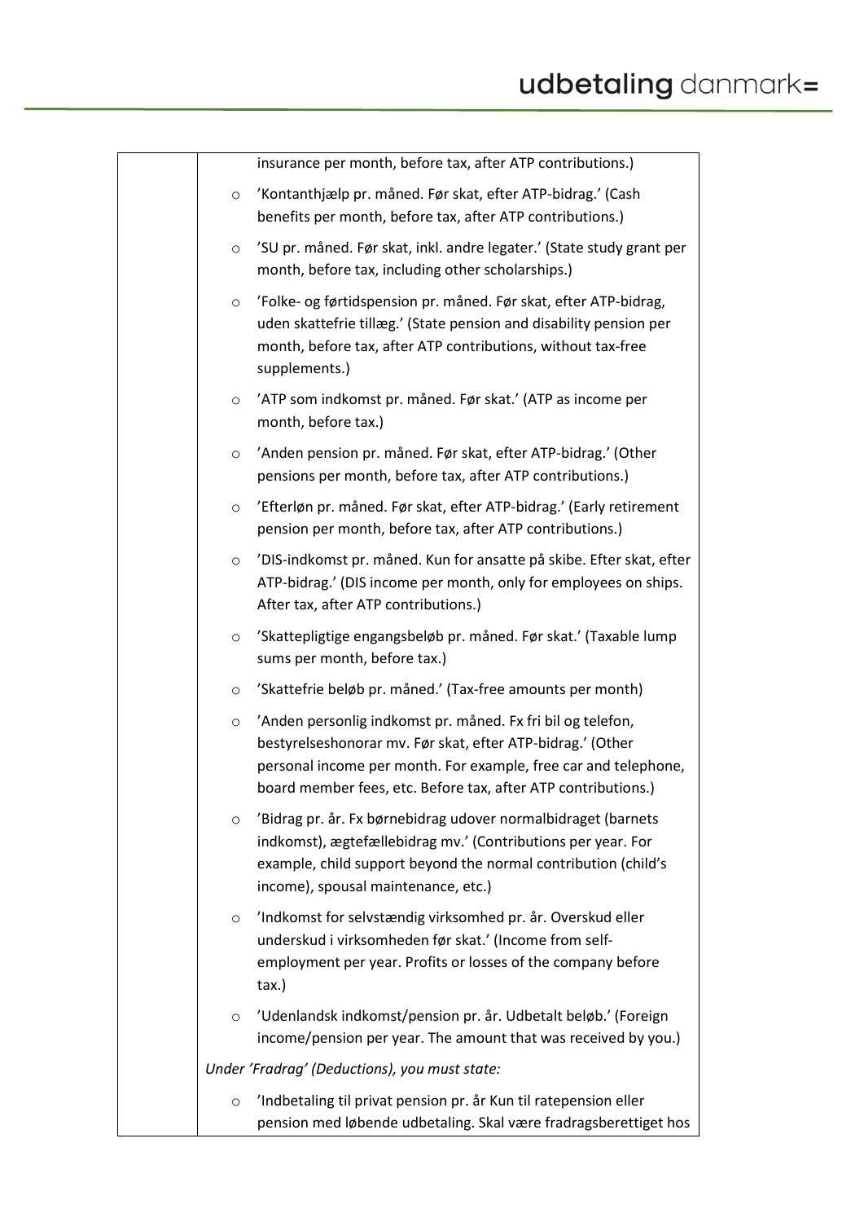insurance per month, before tax, after ATP contributions.)

- 'Kontanthjælp pr. måned. Før skat, efter ATP-bidrag.' (Cash benefits per month, before tax, after ATP contributions.)
- 'SU pr. måned. Før skat, inkl. andre legater.' (State study grant per month, before tax, including other scholarships.)
- 'Folke- og førtidspension pr. måned. Før skat, efter ATP-bidrag, uden skattefrie tillæg.' (State pension and disability pension per month, before tax, after ATP contributions, without tax-free supplements.)
- 'ATP som indkomst pr. måned. Før skat.' (ATP as income per month, before tax.)
- 'Anden pension pr. måned. Før skat, efter ATP-bidrag.' (Other pensions per month, before tax, after ATP contributions.)
- 'Efterløn pr. måned. Før skat, efter ATP-bidrag.' (Early retirement pension per month, before tax, after ATP contributions.)
- 'DIS-indkomst pr. måned. Kun for ansatte på skibe. Efter skat, efter ATP-bidrag.' (DIS income per month, only for employees on ships. After tax, after ATP contributions.)
- 'Skattepligtige engangsbeløb pr. måned. Før skat.' (Taxable lump sums per month, before tax.)
- 'Skattefrie beløb pr. måned.' (Tax-free amounts per month)
- 'Anden personlig indkomst pr. måned. Fx fri bil og telefon, bestyrelseshonorar mv. Før skat, efter ATP-bidrag.' (Other personal income per month. For example, free car and telephone, board member fees, etc. Before tax, after ATP contributions.)
- 'Bidrag pr. år. Fx børnebidrag udover normalbidraget (barnets indkomst), ægtefællebidrag mv.' (Contributions per year. For example, child support beyond the normal contribution (child's income), spousal maintenance, etc.)
- 'Indkomst for selvstændig virksomhed pr. år. Overskud eller underskud i virksomheden før skat.' (Income from self-employment per year. Profits or losses of the company before tax.)
- 'Udenlandsk indkomst/pension pr. år. Udbetalt beløb.' (Foreign income/pension per year. The amount that was received by you.)

*Under 'Fradrag' (Deductions), you must state:*

- 'Indbetaling til privat pension pr. år Kun til ratepension eller pension med løbende udbetaling. Skal være fradragsberettiget hos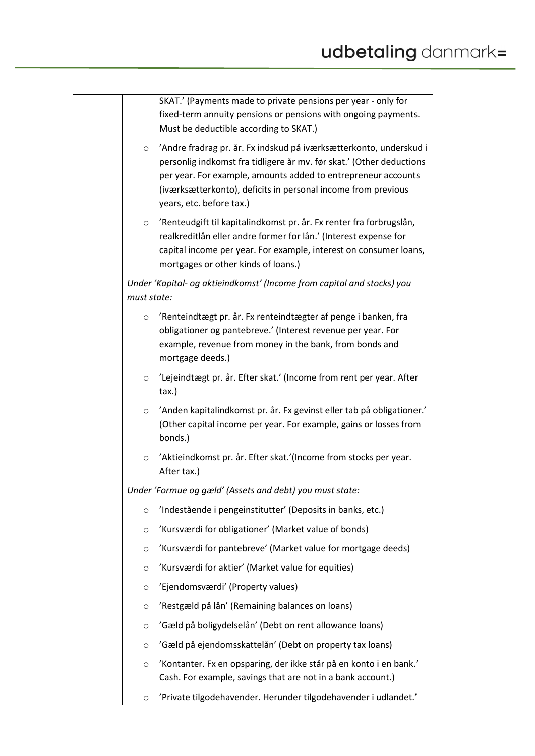| | SKAT.' (Payments made to private pensions per year - only for fixed-term annuity pensions or pensions with ongoing payments. Must be deductible according to SKAT.)<br><br>- 'Andre fradrag pr. år. Fx indskud på iværksætterkonto, underskud i personlig indkomst fra tidligere år mv. før skat.' (Other deductions per year. For example, amounts added to entrepreneur accounts (iværksætterkonto), deficits in personal income from previous years, etc. before tax.)<br>- 'Renteudgift til kapitalindkomst pr. år. Fx renter fra forbrugslån, realkreditlån eller andre former for lån.' (Interest expense for capital income per year. For example, interest on consumer loans, mortgages or other kinds of loans.)<br><br>*Under 'Kapital- og aktieindkomst' (Income from capital and stocks) you must state:*<br><br>- 'Renteindtægt pr. år. Fx renteindtægter af penge i banken, fra obligationer og pantebreve.' (Interest revenue per year. For example, revenue from money in the bank, from bonds and mortgage deeds.)<br>- 'Lejeindtægt pr. år. Efter skat.' (Income from rent per year. After tax.)<br>- 'Anden kapitalindkomst pr. år. Fx gevinst eller tab på obligationer.' (Other capital income per year. For example, gains or losses from bonds.)<br>- 'Aktieindkomst pr. år. Efter skat.'(Income from stocks per year. After tax.)<br><br>*Under 'Formue og gæld' (Assets and debt) you must state:*<br><br>- 'Indestående i pengeinstitutter' (Deposits in banks, etc.)<br>- 'Kursværdi for obligationer' (Market value of bonds)<br>- 'Kursværdi for pantebreve' (Market value for mortgage deeds)<br>- 'Kursværdi for aktier' (Market value for equities)<br>- 'Ejendomsværdi' (Property values)<br>- 'Restgæld på lån' (Remaining balances on loans)<br>- 'Gæld på boligydelselån' (Debt on rent allowance loans)<br>- 'Gæld på ejendomsskattelån' (Debt on property tax loans)<br>- 'Kontanter. Fx en opsparing, der ikke står på en konto i en bank.' Cash. For example, savings that are not in a bank account.)<br>- 'Private tilgodehavender. Herunder tilgodehavender i udlandet.' |
|---|---|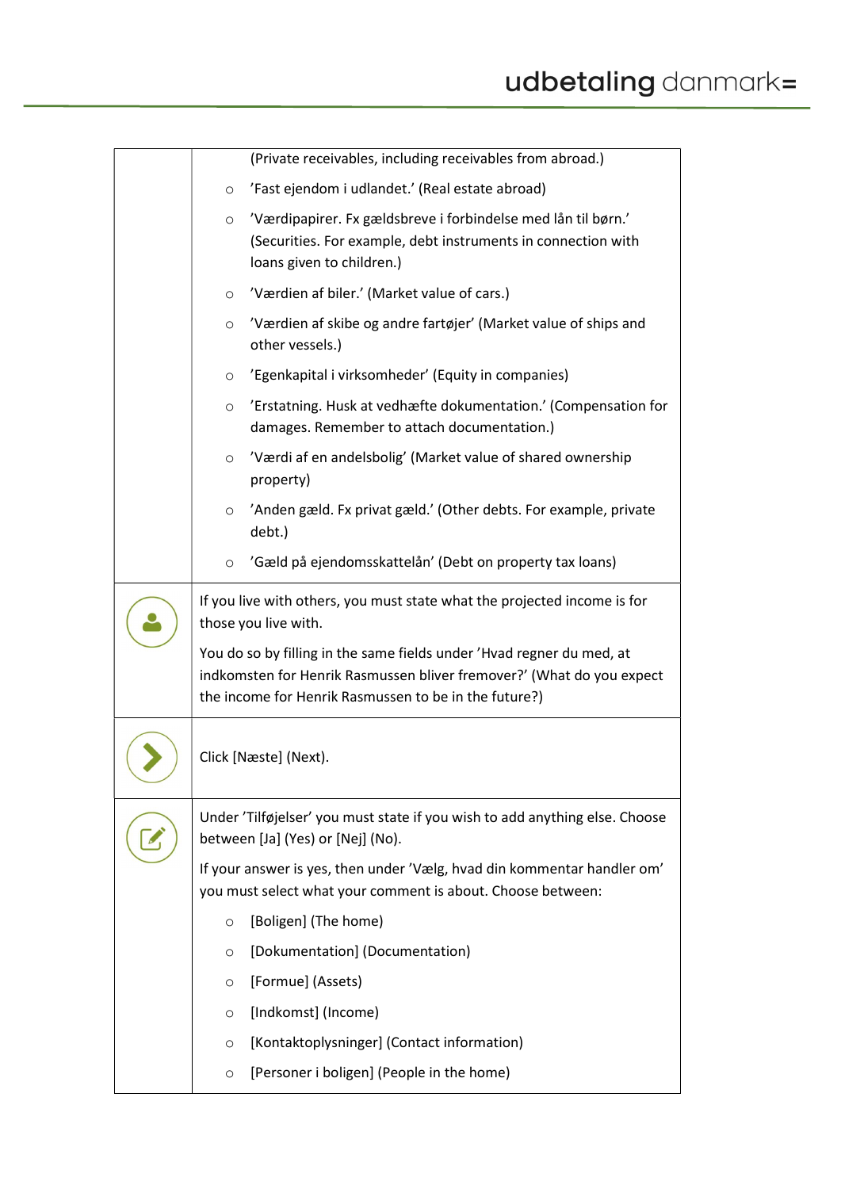| | |
|---|---|
| | (Private receivables, including receivables from abroad.)<br>◦ 'Fast ejendom i udlandet.' (Real estate abroad)<br>◦ 'Værdipapirer. Fx gældsbreve i forbindelse med lån til børn.' (Securities. For example, debt instruments in connection with loans given to children.)<br>◦ 'Værdien af biler.' (Market value of cars.)<br>◦ 'Værdien af skibe og andre fartøjer' (Market value of ships and other vessels.)<br>◦ 'Egenkapital i virksomheder' (Equity in companies)<br>◦ 'Erstatning. Husk at vedhæfte dokumentation.' (Compensation for damages. Remember to attach documentation.)<br>◦ 'Værdi af en andelsbolig' (Market value of shared ownership property)<br>◦ 'Anden gæld. Fx privat gæld.' (Other debts. For example, private debt.)<br>◦ 'Gæld på ejendomsskattelån' (Debt on property tax loans) |
| | If you live with others, you must state what the projected income is for those you live with.<br>You do so by filling in the same fields under 'Hvad regner du med, at indkomsten for Henrik Rasmussen bliver fremover?' (What do you expect the income for Henrik Rasmussen to be in the future?) |
| | Click [Næste] (Next). |
| | Under 'Tilføjelser' you must state if you wish to add anything else. Choose between [Ja] (Yes) or [Nej] (No).<br>If your answer is yes, then under 'Vælg, hvad din kommentar handler om' you must select what your comment is about. Choose between:<br>◦ [Boligen] (The home)<br>◦ [Dokumentation] (Documentation)<br>◦ [Formue] (Assets)<br>◦ [Indkomst] (Income)<br>◦ [Kontaktoplysninger] (Contact information)<br>◦ [Personer i boligen] (People in the home) |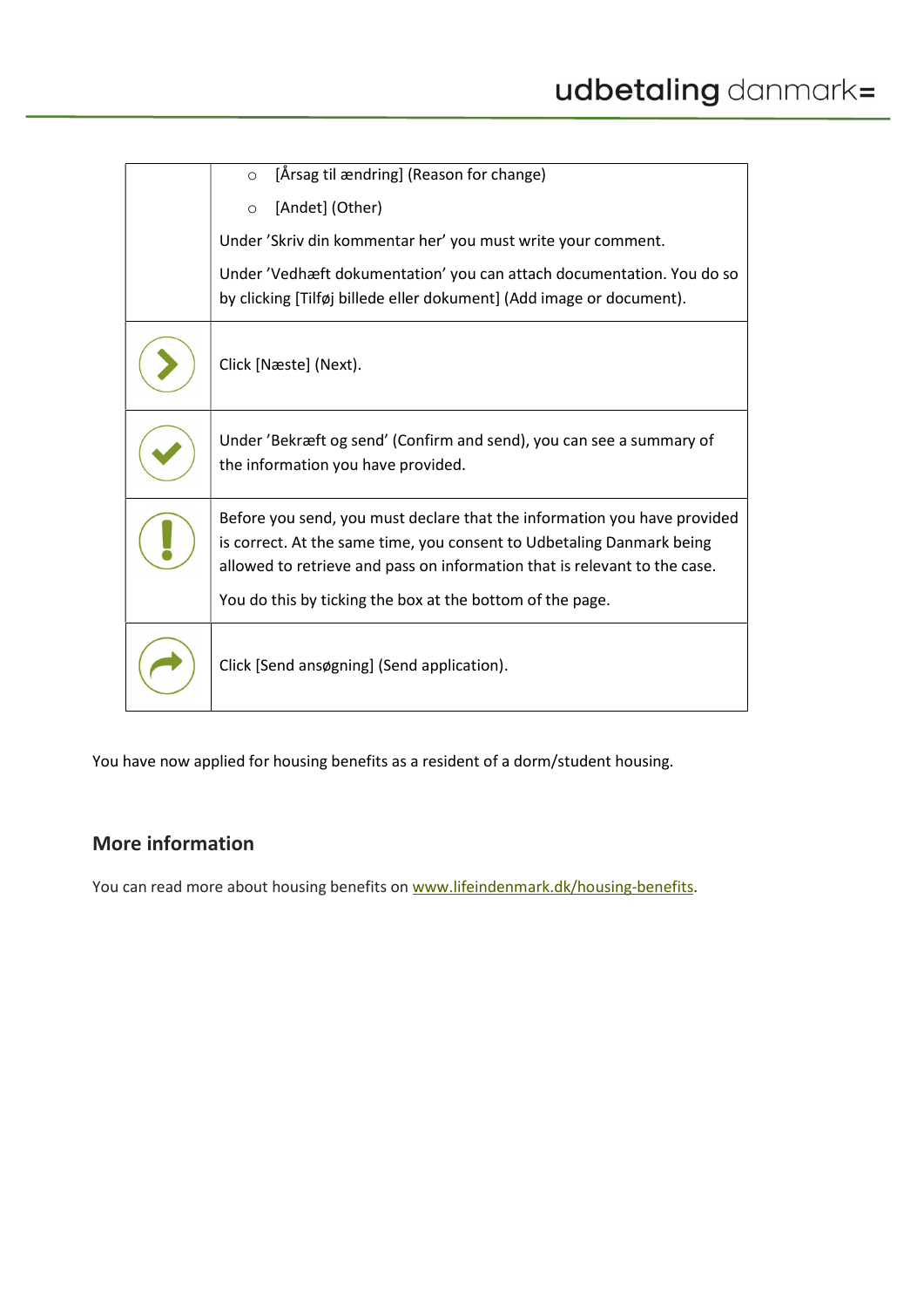| | |
|---|---|
| | ○ [Årsag til ændring] (Reason for change)<br>○ [Andet] (Other)<br>Under 'Skriv din kommentar her' you must write your comment.<br>Under 'Vedhæft dokumentation' you can attach documentation. You do so by clicking [Tilføj billede eller dokument] (Add image or document). |
| | Click [Næste] (Next). |
| | Under 'Bekræft og send' (Confirm and send), you can see a summary of the information you have provided. |
| | Before you send, you must declare that the information you have provided is correct. At the same time, you consent to Udbetaling Danmark being allowed to retrieve and pass on information that is relevant to the case.<br>You do this by ticking the box at the bottom of the page. |
| | Click [Send ansøgning] (Send application). |

You have now applied for housing benefits as a resident of a dorm/student housing.

## More information

You can read more about housing benefits on www.lifeindenmark.dk/housing-benefits.